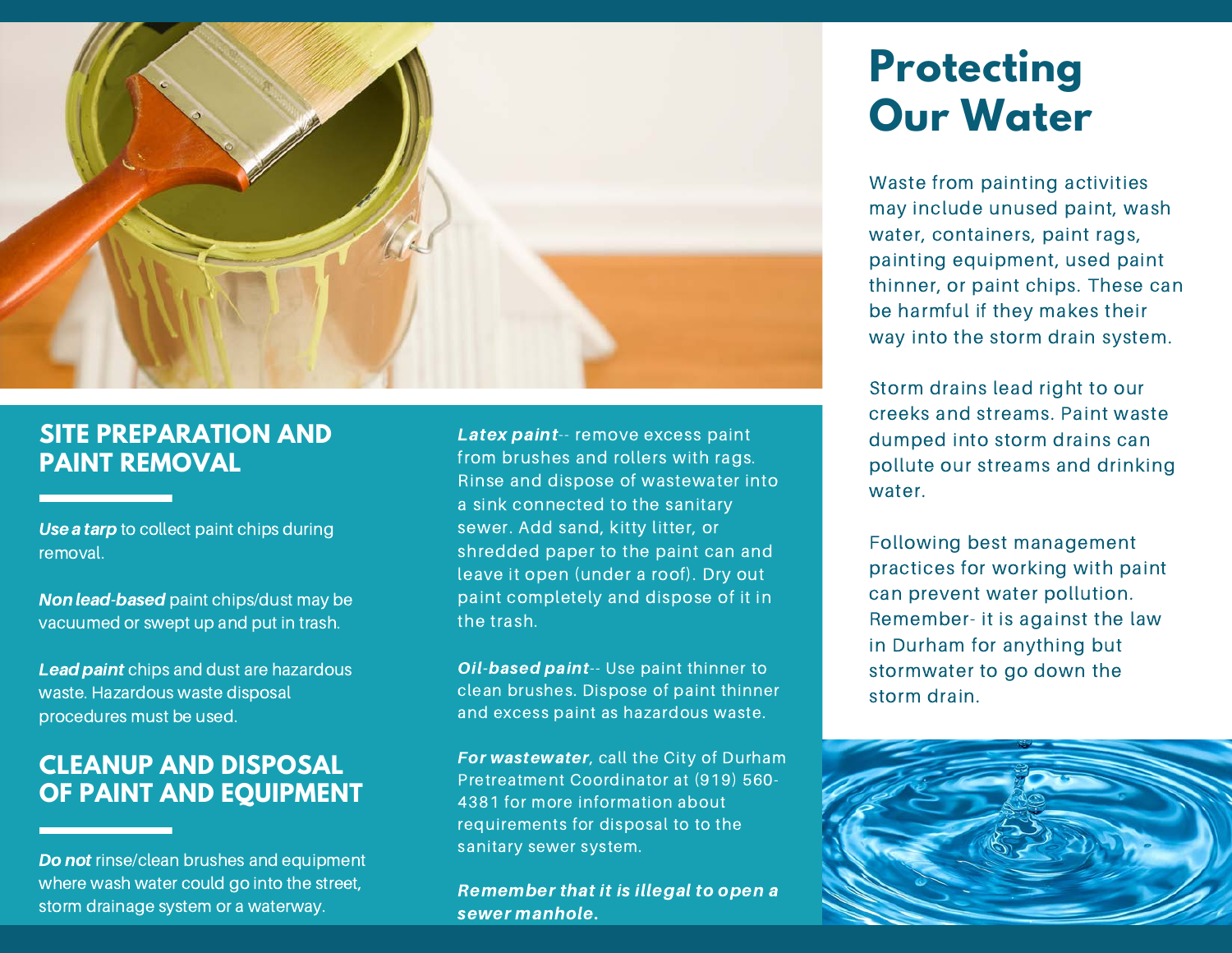# Protecting Our Water

Waste from painting activities may include unused paint, wash water, containers, paint rags, painting equipment, used paint thinner, or paint chips. These can be harmful if they makes their way into the storm drain system.

Storm drains lead right to our creeks and streams. Paint waste dumped into storm drains can pollute our streams and drinking water.

Following best management practices for working with paint can prevent water pollution. Remember- it is against the law in Durham for anything but stormwater to go down the storm drain.

## SITE PREPARATION AND PAINT REMOVAL

***Use a tarp*** to collect paint chips during removal.

***Non lead-based*** paint chips/dust may be vacuumed or swept up and put in trash.

***Lead paint*** chips and dust are hazardous waste. Hazardous waste disposal procedures must be used.

## CLEANUP AND DISPOSAL OF PAINT AND EQUIPMENT

***Do not*** rinse/clean brushes and equipment where wash water could go into the street, storm drainage system or a waterway.

***Latex paint***-- remove excess paint from brushes and rollers with rags. Rinse and dispose of wastewater into a sink connected to the sanitary sewer. Add sand, kitty litter, or shredded paper to the paint can and leave it open (under a roof). Dry out paint completely and dispose of it in the trash.

***Oil-based paint***-- Use paint thinner to clean brushes. Dispose of paint thinner and excess paint as hazardous waste.

***For wastewater***, call the City of Durham Pretreatment Coordinator at (919) 560-4381 for more information about requirements for disposal to to the sanitary sewer system.

***Remember that it is illegal to open a sewer manhole.***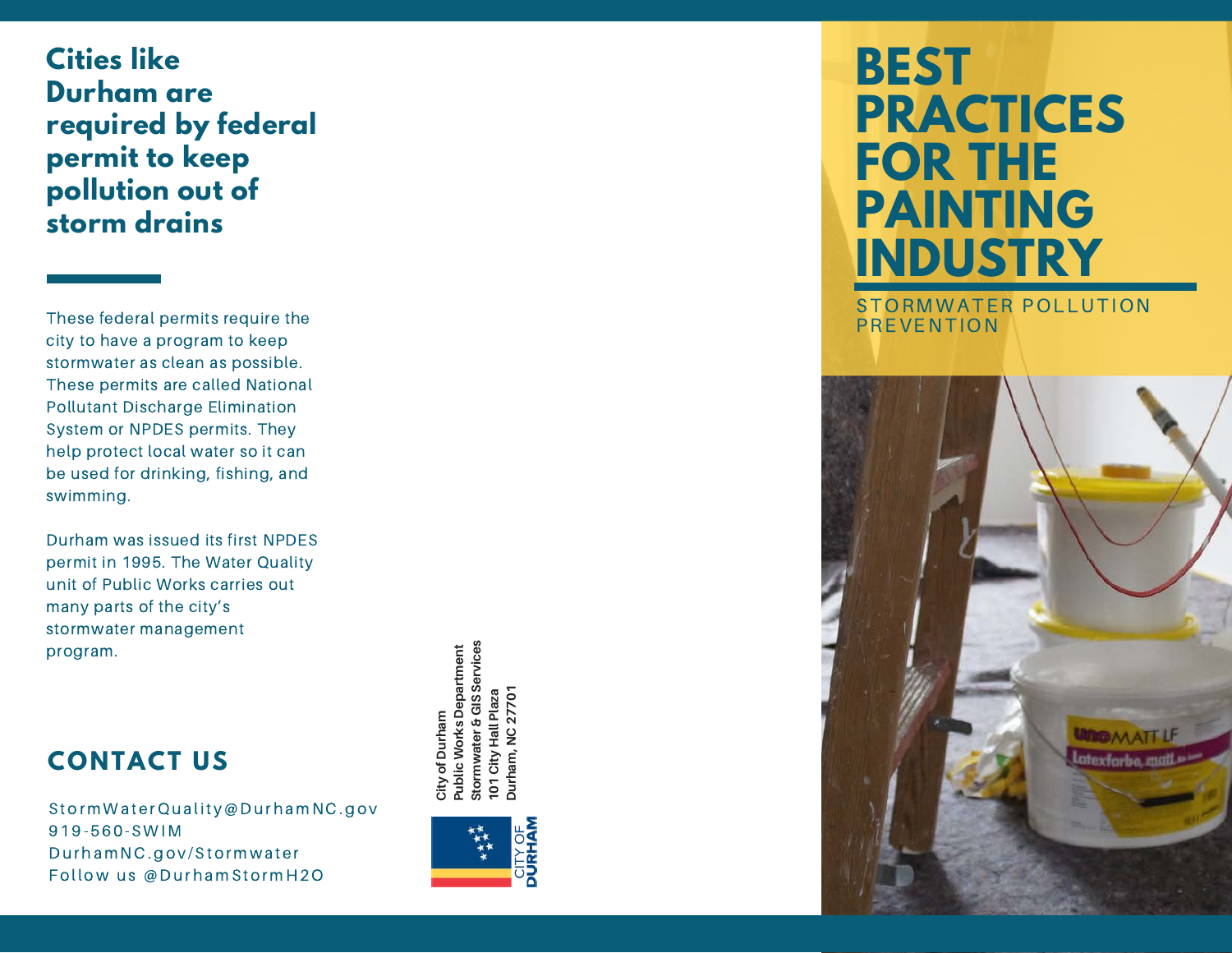## Cities like Durham are required by federal permit to keep pollution out of storm drains

These federal permits require the city to have a program to keep stormwater as clean as possible. These permits are called National Pollutant Discharge Elimination System or NPDES permits. They help protect local water so it can be used for drinking, fishing, and swimming.

Durham was issued its first NPDES permit in 1995. The Water Quality unit of Public Works carries out many parts of the city's stormwater management program.

## CONTACT US

StormWaterQuality@DurhamNC.gov
919-560-SWIM
DurhamNC.gov/Stormwater
Follow us @DurhamStormH2O

City of Durham
Public Works Department
Stormwater & GIS Services
101 City Hall Plaza
Durham, NC 27701

CITY OF DURHAM

# BEST PRACTICES FOR THE PAINTING INDUSTRY

STORMWATER POLLUTION PREVENTION